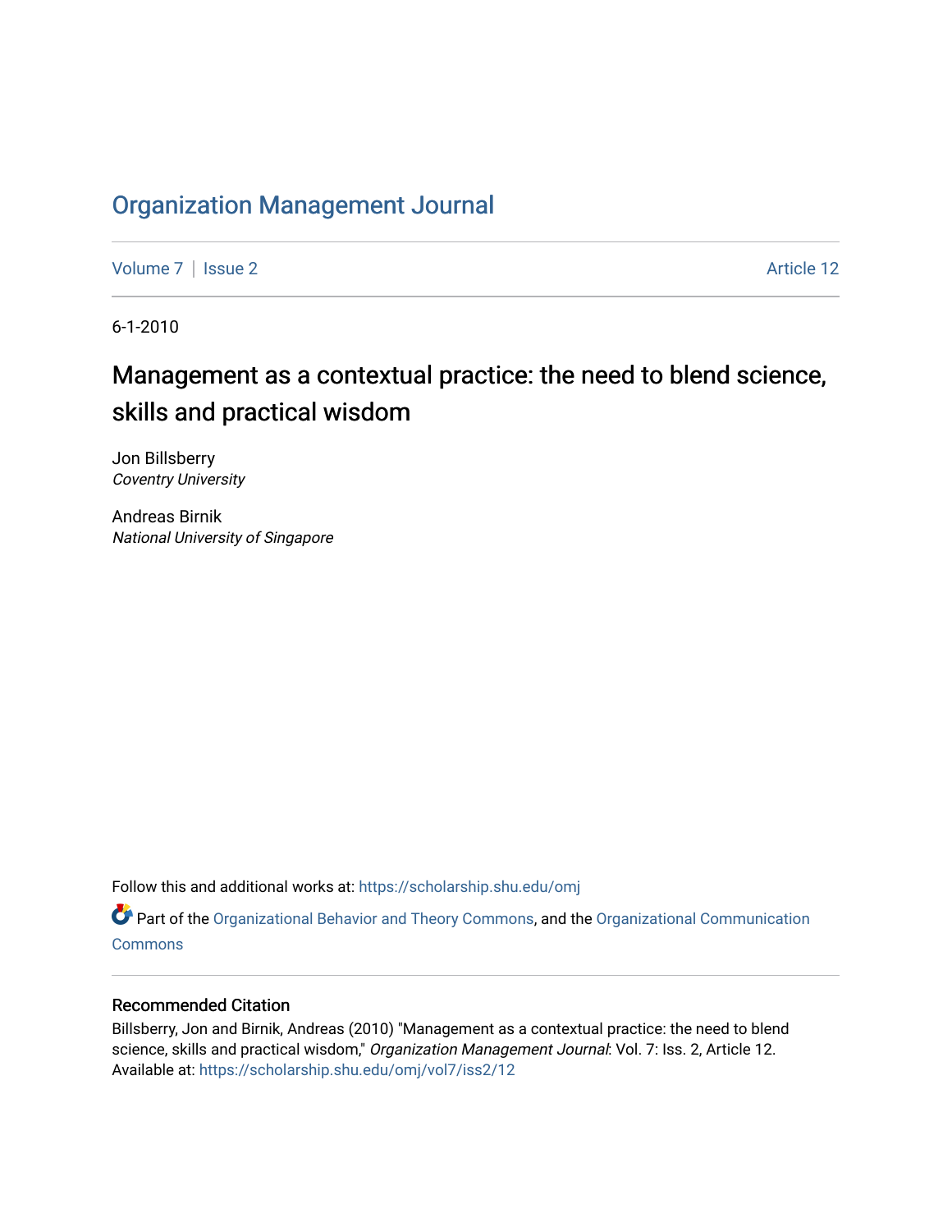# Organization Management Journal

Volume 7 | Issue 2 Article 12

6-1-2010

## Management as a contextual practice: the need to blend science, skills and practical wisdom

Jon Billsberry
*Coventry University*

Andreas Birnik
*National University of Singapore*

Follow this and additional works at: https://scholarship.shu.edu/omj

Part of the Organizational Behavior and Theory Commons, and the Organizational Communication Commons

### Recommended Citation

Billsberry, Jon and Birnik, Andreas (2010) "Management as a contextual practice: the need to blend science, skills and practical wisdom," *Organization Management Journal*: Vol. 7: Iss. 2, Article 12. Available at: https://scholarship.shu.edu/omj/vol7/iss2/12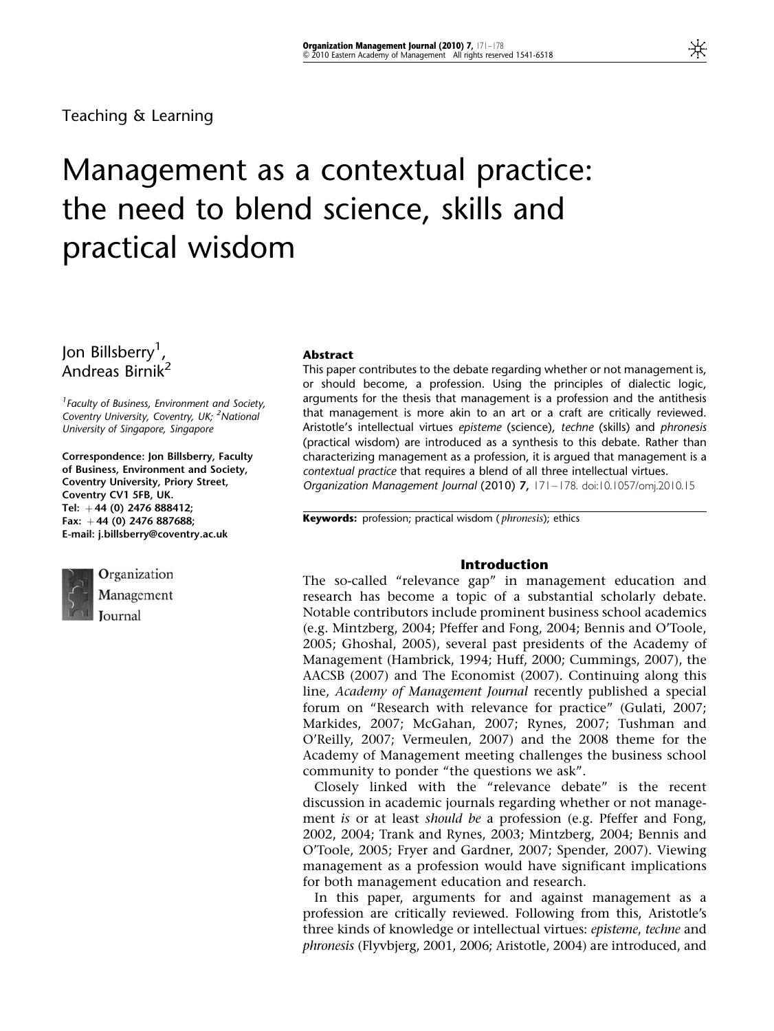Teaching & Learning

# Management as a contextual practice: the need to blend science, skills and practical wisdom

Jon Billsberry[1], Andreas Birnik[2]

[1]Faculty of Business, Environment and Society, Coventry University, Coventry, UK; [2]National University of Singapore, Singapore

**Correspondence: Jon Billsberry, Faculty of Business, Environment and Society, Coventry University, Priory Street, Coventry CV1 5FB, UK.**
**Tel: +44 (0) 2476 888412;**
**Fax: +44 (0) 2476 887688;**
**E-mail: j.billsberry@coventry.ac.uk**

**Abstract**

This paper contributes to the debate regarding whether or not management is, or should become, a profession. Using the principles of dialectic logic, arguments for the thesis that management is a profession and the antithesis that management is more akin to an art or a craft are critically reviewed. Aristotle's intellectual virtues *episteme* (science), *techne* (skills) and *phronesis* (practical wisdom) are introduced as a synthesis to this debate. Rather than characterizing management as a profession, it is argued that management is a *contextual practice* that requires a blend of all three intellectual virtues.
*Organization Management Journal* (2010) **7**, 171–178. doi:10.1057/omj.2010.15

**Keywords:** profession; practical wisdom (*phronesis*); ethics

## Introduction

The so-called "relevance gap" in management education and research has become a topic of a substantial scholarly debate. Notable contributors include prominent business school academics (e.g. Mintzberg, 2004; Pfeffer and Fong, 2004; Bennis and O'Toole, 2005; Ghoshal, 2005), several past presidents of the Academy of Management (Hambrick, 1994; Huff, 2000; Cummings, 2007), the AACSB (2007) and The Economist (2007). Continuing along this line, *Academy of Management Journal* recently published a special forum on "Research with relevance for practice" (Gulati, 2007; Markides, 2007; McGahan, 2007; Rynes, 2007; Tushman and O'Reilly, 2007; Vermeulen, 2007) and the 2008 theme for the Academy of Management meeting challenges the business school community to ponder "the questions we ask".

Closely linked with the "relevance debate" is the recent discussion in academic journals regarding whether or not management *is* or at least *should be* a profession (e.g. Pfeffer and Fong, 2002, 2004; Trank and Rynes, 2003; Mintzberg, 2004; Bennis and O'Toole, 2005; Fryer and Gardner, 2007; Spender, 2007). Viewing management as a profession would have significant implications for both management education and research.

In this paper, arguments for and against management as a profession are critically reviewed. Following from this, Aristotle's three kinds of knowledge or intellectual virtues: *episteme*, *techne* and *phronesis* (Flyvbjerg, 2001, 2006; Aristotle, 2004) are introduced, and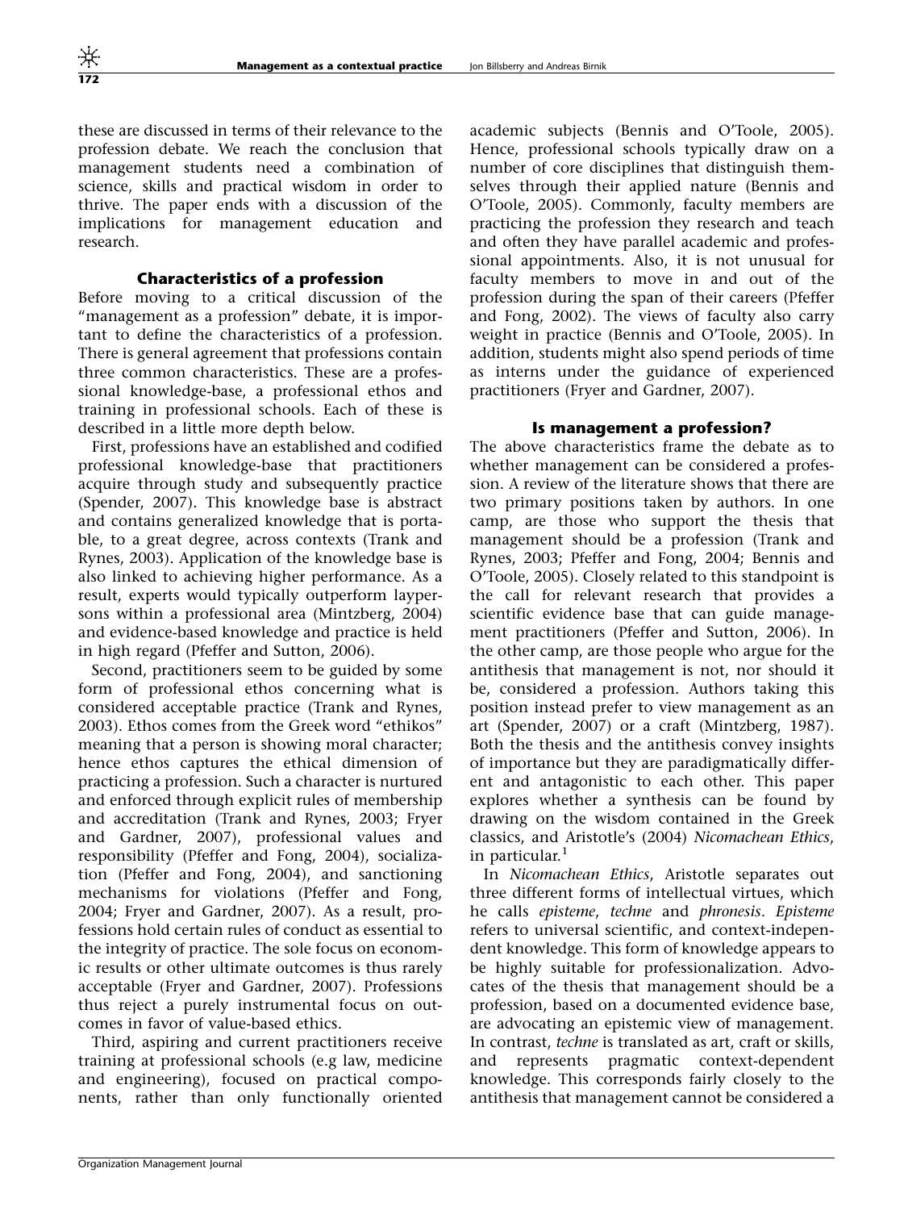these are discussed in terms of their relevance to the profession debate. We reach the conclusion that management students need a combination of science, skills and practical wisdom in order to thrive. The paper ends with a discussion of the implications for management education and research.

## Characteristics of a profession

Before moving to a critical discussion of the "management as a profession" debate, it is important to define the characteristics of a profession. There is general agreement that professions contain three common characteristics. These are a professional knowledge-base, a professional ethos and training in professional schools. Each of these is described in a little more depth below.

First, professions have an established and codified professional knowledge-base that practitioners acquire through study and subsequently practice (Spender, 2007). This knowledge base is abstract and contains generalized knowledge that is portable, to a great degree, across contexts (Trank and Rynes, 2003). Application of the knowledge base is also linked to achieving higher performance. As a result, experts would typically outperform laypersons within a professional area (Mintzberg, 2004) and evidence-based knowledge and practice is held in high regard (Pfeffer and Sutton, 2006).

Second, practitioners seem to be guided by some form of professional ethos concerning what is considered acceptable practice (Trank and Rynes, 2003). Ethos comes from the Greek word "ethikos" meaning that a person is showing moral character; hence ethos captures the ethical dimension of practicing a profession. Such a character is nurtured and enforced through explicit rules of membership and accreditation (Trank and Rynes, 2003; Fryer and Gardner, 2007), professional values and responsibility (Pfeffer and Fong, 2004), socialization (Pfeffer and Fong, 2004), and sanctioning mechanisms for violations (Pfeffer and Fong, 2004; Fryer and Gardner, 2007). As a result, professions hold certain rules of conduct as essential to the integrity of practice. The sole focus on economic results or other ultimate outcomes is thus rarely acceptable (Fryer and Gardner, 2007). Professions thus reject a purely instrumental focus on outcomes in favor of value-based ethics.

Third, aspiring and current practitioners receive training at professional schools (e.g law, medicine and engineering), focused on practical components, rather than only functionally oriented academic subjects (Bennis and O'Toole, 2005). Hence, professional schools typically draw on a number of core disciplines that distinguish themselves through their applied nature (Bennis and O'Toole, 2005). Commonly, faculty members are practicing the profession they research and teach and often they have parallel academic and professional appointments. Also, it is not unusual for faculty members to move in and out of the profession during the span of their careers (Pfeffer and Fong, 2002). The views of faculty also carry weight in practice (Bennis and O'Toole, 2005). In addition, students might also spend periods of time as interns under the guidance of experienced practitioners (Fryer and Gardner, 2007).

## Is management a profession?

The above characteristics frame the debate as to whether management can be considered a profession. A review of the literature shows that there are two primary positions taken by authors. In one camp, are those who support the thesis that management should be a profession (Trank and Rynes, 2003; Pfeffer and Fong, 2004; Bennis and O'Toole, 2005). Closely related to this standpoint is the call for relevant research that provides a scientific evidence base that can guide management practitioners (Pfeffer and Sutton, 2006). In the other camp, are those people who argue for the antithesis that management is not, nor should it be, considered a profession. Authors taking this position instead prefer to view management as an art (Spender, 2007) or a craft (Mintzberg, 1987). Both the thesis and the antithesis convey insights of importance but they are paradigmatically different and antagonistic to each other. This paper explores whether a synthesis can be found by drawing on the wisdom contained in the Greek classics, and Aristotle's (2004) *Nicomachean Ethics*, in particular.[1]

In *Nicomachean Ethics*, Aristotle separates out three different forms of intellectual virtues, which he calls *episteme*, *techne* and *phronesis*. *Episteme* refers to universal scientific, and context-independent knowledge. This form of knowledge appears to be highly suitable for professionalization. Advocates of the thesis that management should be a profession, based on a documented evidence base, are advocating an epistemic view of management. In contrast, *techne* is translated as art, craft or skills, and represents pragmatic context-dependent knowledge. This corresponds fairly closely to the antithesis that management cannot be considered a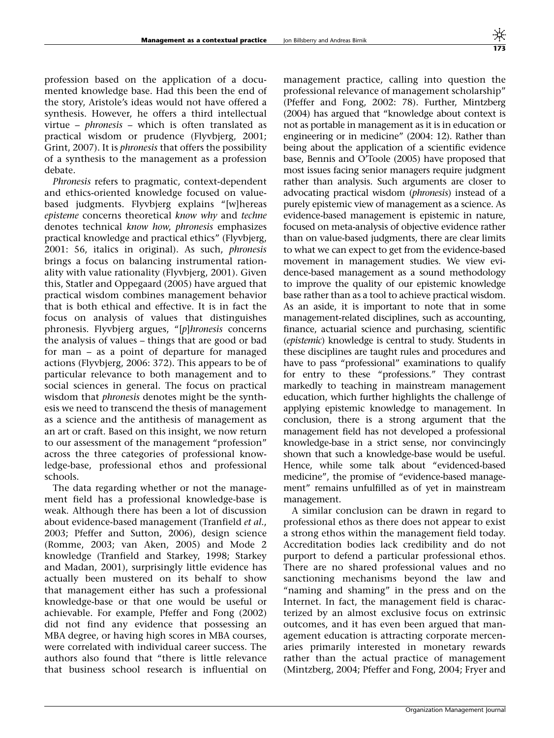profession based on the application of a documented knowledge base. Had this been the end of the story, Aristole's ideas would not have offered a synthesis. However, he offers a third intellectual virtue – *phronesis* – which is often translated as practical wisdom or prudence (Flyvbjerg, 2001; Grint, 2007). It is *phronesis* that offers the possibility of a synthesis to the management as a profession debate.

*Phronesis* refers to pragmatic, context-dependent and ethics-oriented knowledge focused on value-based judgments. Flyvbjerg explains "[w]hereas *episteme* concerns theoretical *know why* and *techne* denotes technical *know how*, *phronesis* emphasizes practical knowledge and practical ethics" (Flyvbjerg, 2001: 56, italics in original). As such, *phronesis* brings a focus on balancing instrumental rationality with value rationality (Flyvbjerg, 2001). Given this, Statler and Oppegaard (2005) have argued that practical wisdom combines management behavior that is both ethical and effective. It is in fact the focus on analysis of values that distinguishes phronesis. Flyvbjerg argues, "[*p*]*hronesis* concerns the analysis of values – things that are good or bad for man – as a point of departure for managed actions (Flyvbjerg, 2006: 372). This appears to be of particular relevance to both management and to social sciences in general. The focus on practical wisdom that *phronesis* denotes might be the synthesis we need to transcend the thesis of management as a science and the antithesis of management as an art or craft. Based on this insight, we now return to our assessment of the management "profession" across the three categories of professional knowledge-base, professional ethos and professional schools.

The data regarding whether or not the management field has a professional knowledge-base is weak. Although there has been a lot of discussion about evidence-based management (Tranfield *et al.*, 2003; Pfeffer and Sutton, 2006), design science (Romme, 2003; van Aken, 2005) and Mode 2 knowledge (Tranfield and Starkey, 1998; Starkey and Madan, 2001), surprisingly little evidence has actually been mustered on its behalf to show that management either has such a professional knowledge-base or that one would be useful or achievable. For example, Pfeffer and Fong (2002) did not find any evidence that possessing an MBA degree, or having high scores in MBA courses, were correlated with individual career success. The authors also found that "there is little relevance that business school research is influential on management practice, calling into question the professional relevance of management scholarship" (Pfeffer and Fong, 2002: 78). Further, Mintzberg (2004) has argued that "knowledge about context is not as portable in management as it is in education or engineering or in medicine" (2004: 12). Rather than being about the application of a scientific evidence base, Bennis and O'Toole (2005) have proposed that most issues facing senior managers require judgment rather than analysis. Such arguments are closer to advocating practical wisdom (*phronesis*) instead of a purely epistemic view of management as a science. As evidence-based management is epistemic in nature, focused on meta-analysis of objective evidence rather than on value-based judgments, there are clear limits to what we can expect to get from the evidence-based movement in management studies. We view evidence-based management as a sound methodology to improve the quality of our epistemic knowledge base rather than as a tool to achieve practical wisdom. As an aside, it is important to note that in some management-related disciplines, such as accounting, finance, actuarial science and purchasing, scientific (*epistemic*) knowledge is central to study. Students in these disciplines are taught rules and procedures and have to pass "professional" examinations to qualify for entry to these "professions." They contrast markedly to teaching in mainstream management education, which further highlights the challenge of applying epistemic knowledge to management. In conclusion, there is a strong argument that the management field has not developed a professional knowledge-base in a strict sense, nor convincingly shown that such a knowledge-base would be useful. Hence, while some talk about "evidenced-based medicine", the promise of "evidence-based management" remains unfulfilled as of yet in mainstream management.

A similar conclusion can be drawn in regard to professional ethos as there does not appear to exist a strong ethos within the management field today. Accreditation bodies lack credibility and do not purport to defend a particular professional ethos. There are no shared professional values and no sanctioning mechanisms beyond the law and "naming and shaming" in the press and on the Internet. In fact, the management field is characterized by an almost exclusive focus on extrinsic outcomes, and it has even been argued that management education is attracting corporate mercenaries primarily interested in monetary rewards rather than the actual practice of management (Mintzberg, 2004; Pfeffer and Fong, 2004; Fryer and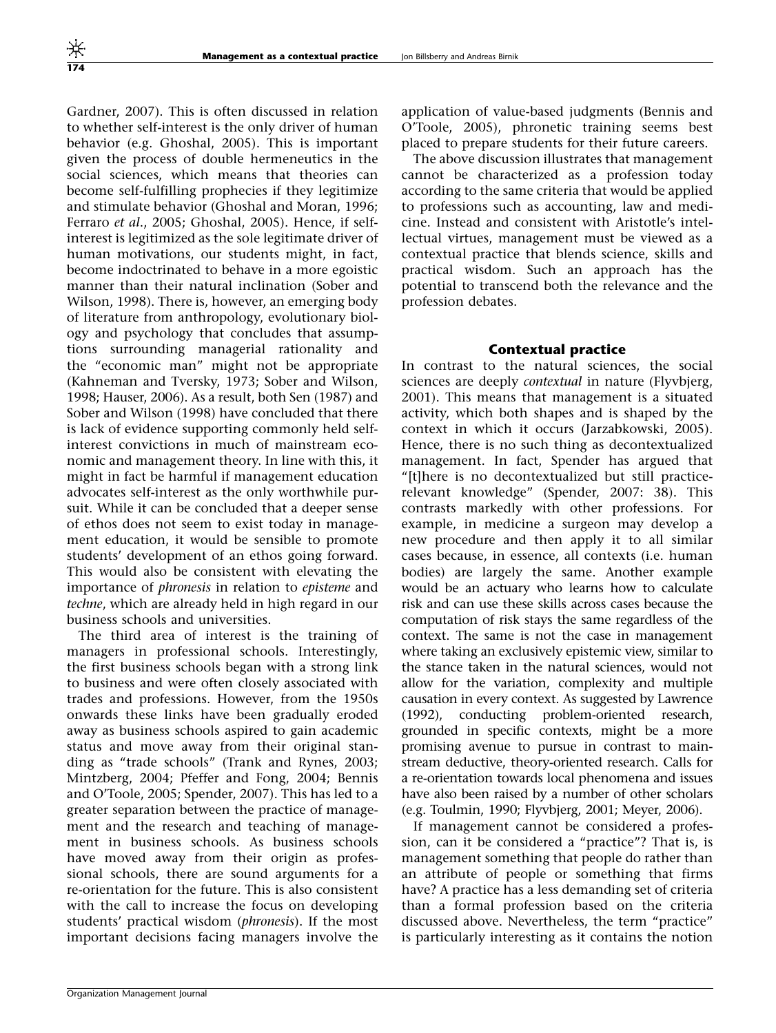Gardner, 2007). This is often discussed in relation to whether self-interest is the only driver of human behavior (e.g. Ghoshal, 2005). This is important given the process of double hermeneutics in the social sciences, which means that theories can become self-fulfilling prophecies if they legitimize and stimulate behavior (Ghoshal and Moran, 1996; Ferraro *et al*., 2005; Ghoshal, 2005). Hence, if self-interest is legitimized as the sole legitimate driver of human motivations, our students might, in fact, become indoctrinated to behave in a more egoistic manner than their natural inclination (Sober and Wilson, 1998). There is, however, an emerging body of literature from anthropology, evolutionary biology and psychology that concludes that assumptions surrounding managerial rationality and the "economic man" might not be appropriate (Kahneman and Tversky, 1973; Sober and Wilson, 1998; Hauser, 2006). As a result, both Sen (1987) and Sober and Wilson (1998) have concluded that there is lack of evidence supporting commonly held self-interest convictions in much of mainstream economic and management theory. In line with this, it might in fact be harmful if management education advocates self-interest as the only worthwhile pursuit. While it can be concluded that a deeper sense of ethos does not seem to exist today in management education, it would be sensible to promote students' development of an ethos going forward. This would also be consistent with elevating the importance of *phronesis* in relation to *episteme* and *techne*, which are already held in high regard in our business schools and universities.

The third area of interest is the training of managers in professional schools. Interestingly, the first business schools began with a strong link to business and were often closely associated with trades and professions. However, from the 1950s onwards these links have been gradually eroded away as business schools aspired to gain academic status and move away from their original standing as "trade schools" (Trank and Rynes, 2003; Mintzberg, 2004; Pfeffer and Fong, 2004; Bennis and O'Toole, 2005; Spender, 2007). This has led to a greater separation between the practice of management and the research and teaching of management in business schools. As business schools have moved away from their origin as professional schools, there are sound arguments for a re-orientation for the future. This is also consistent with the call to increase the focus on developing students' practical wisdom (*phronesis*). If the most important decisions facing managers involve the application of value-based judgments (Bennis and O'Toole, 2005), phronetic training seems best placed to prepare students for their future careers.

The above discussion illustrates that management cannot be characterized as a profession today according to the same criteria that would be applied to professions such as accounting, law and medicine. Instead and consistent with Aristotle's intellectual virtues, management must be viewed as a contextual practice that blends science, skills and practical wisdom. Such an approach has the potential to transcend both the relevance and the profession debates.

## Contextual practice

In contrast to the natural sciences, the social sciences are deeply *contextual* in nature (Flyvbjerg, 2001). This means that management is a situated activity, which both shapes and is shaped by the context in which it occurs (Jarzabkowski, 2005). Hence, there is no such thing as decontextualized management. In fact, Spender has argued that "[t]here is no decontextualized but still practice-relevant knowledge" (Spender, 2007: 38). This contrasts markedly with other professions. For example, in medicine a surgeon may develop a new procedure and then apply it to all similar cases because, in essence, all contexts (i.e. human bodies) are largely the same. Another example would be an actuary who learns how to calculate risk and can use these skills across cases because the computation of risk stays the same regardless of the context. The same is not the case in management where taking an exclusively epistemic view, similar to the stance taken in the natural sciences, would not allow for the variation, complexity and multiple causation in every context. As suggested by Lawrence (1992), conducting problem-oriented research, grounded in specific contexts, might be a more promising avenue to pursue in contrast to mainstream deductive, theory-oriented research. Calls for a re-orientation towards local phenomena and issues have also been raised by a number of other scholars (e.g. Toulmin, 1990; Flyvbjerg, 2001; Meyer, 2006).

If management cannot be considered a profession, can it be considered a "practice"? That is, is management something that people do rather than an attribute of people or something that firms have? A practice has a less demanding set of criteria than a formal profession based on the criteria discussed above. Nevertheless, the term "practice" is particularly interesting as it contains the notion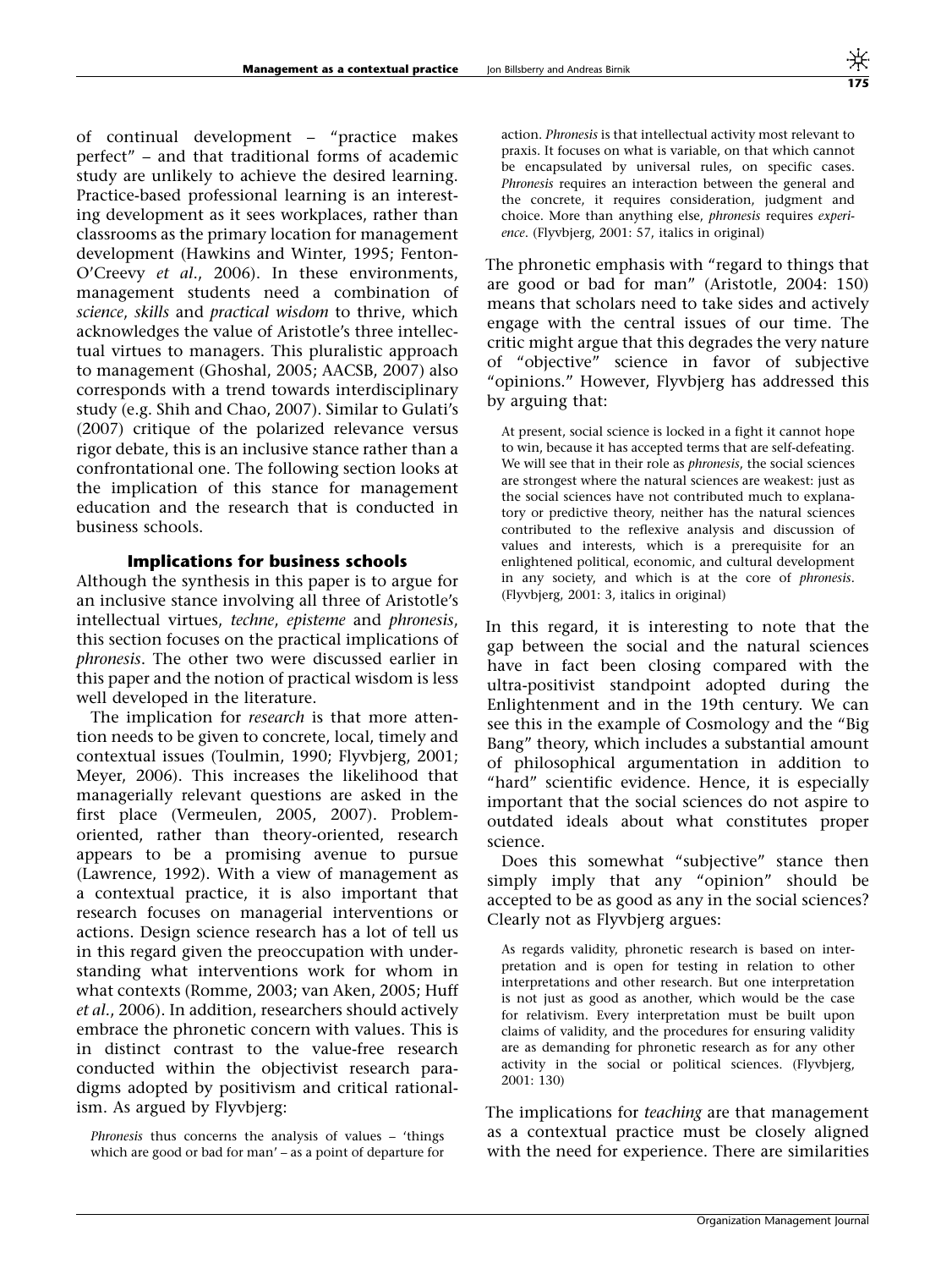of continual development – "practice makes perfect" – and that traditional forms of academic study are unlikely to achieve the desired learning. Practice-based professional learning is an interesting development as it sees workplaces, rather than classrooms as the primary location for management development (Hawkins and Winter, 1995; Fenton-O'Creevy *et al*., 2006). In these environments, management students need a combination of *science*, *skills* and *practical wisdom* to thrive, which acknowledges the value of Aristotle's three intellectual virtues to managers. This pluralistic approach to management (Ghoshal, 2005; AACSB, 2007) also corresponds with a trend towards interdisciplinary study (e.g. Shih and Chao, 2007). Similar to Gulati's (2007) critique of the polarized relevance versus rigor debate, this is an inclusive stance rather than a confrontational one. The following section looks at the implication of this stance for management education and the research that is conducted in business schools.

## Implications for business schools

Although the synthesis in this paper is to argue for an inclusive stance involving all three of Aristotle's intellectual virtues, *techne*, *episteme* and *phronesis*, this section focuses on the practical implications of *phronesis*. The other two were discussed earlier in this paper and the notion of practical wisdom is less well developed in the literature.

The implication for *research* is that more attention needs to be given to concrete, local, timely and contextual issues (Toulmin, 1990; Flyvbjerg, 2001; Meyer, 2006). This increases the likelihood that managerially relevant questions are asked in the first place (Vermeulen, 2005, 2007). Problem-oriented, rather than theory-oriented, research appears to be a promising avenue to pursue (Lawrence, 1992). With a view of management as a contextual practice, it is also important that research focuses on managerial interventions or actions. Design science research has a lot of tell us in this regard given the preoccupation with understanding what interventions work for whom in what contexts (Romme, 2003; van Aken, 2005; Huff *et al*., 2006). In addition, researchers should actively embrace the phronetic concern with values. This is in distinct contrast to the value-free research conducted within the objectivist research paradigms adopted by positivism and critical rationalism. As argued by Flyvbjerg:

> *Phronesis* thus concerns the analysis of values – 'things which are good or bad for man' – as a point of departure for action. *Phronesis* is that intellectual activity most relevant to praxis. It focuses on what is variable, on that which cannot be encapsulated by universal rules, on specific cases. *Phronesis* requires an interaction between the general and the concrete, it requires consideration, judgment and choice. More than anything else, *phronesis* requires *experience*. (Flyvbjerg, 2001: 57, italics in original)

The phronetic emphasis with "regard to things that are good or bad for man" (Aristotle, 2004: 150) means that scholars need to take sides and actively engage with the central issues of our time. The critic might argue that this degrades the very nature of "objective" science in favor of subjective "opinions." However, Flyvbjerg has addressed this by arguing that:

> At present, social science is locked in a fight it cannot hope to win, because it has accepted terms that are self-defeating. We will see that in their role as *phronesis*, the social sciences are strongest where the natural sciences are weakest: just as the social sciences have not contributed much to explanatory or predictive theory, neither has the natural sciences contributed to the reflexive analysis and discussion of values and interests, which is a prerequisite for an enlightened political, economic, and cultural development in any society, and which is at the core of *phronesis*. (Flyvbjerg, 2001: 3, italics in original)

In this regard, it is interesting to note that the gap between the social and the natural sciences have in fact been closing compared with the ultra-positivist standpoint adopted during the Enlightenment and in the 19th century. We can see this in the example of Cosmology and the "Big Bang" theory, which includes a substantial amount of philosophical argumentation in addition to "hard" scientific evidence. Hence, it is especially important that the social sciences do not aspire to outdated ideals about what constitutes proper science.

Does this somewhat "subjective" stance then simply imply that any "opinion" should be accepted to be as good as any in the social sciences? Clearly not as Flyvbjerg argues:

> As regards validity, phronetic research is based on interpretation and is open for testing in relation to other interpretations and other research. But one interpretation is not just as good as another, which would be the case for relativism. Every interpretation must be built upon claims of validity, and the procedures for ensuring validity are as demanding for phronetic research as for any other activity in the social or political sciences. (Flyvbjerg, 2001: 130)

The implications for *teaching* are that management as a contextual practice must be closely aligned with the need for experience. There are similarities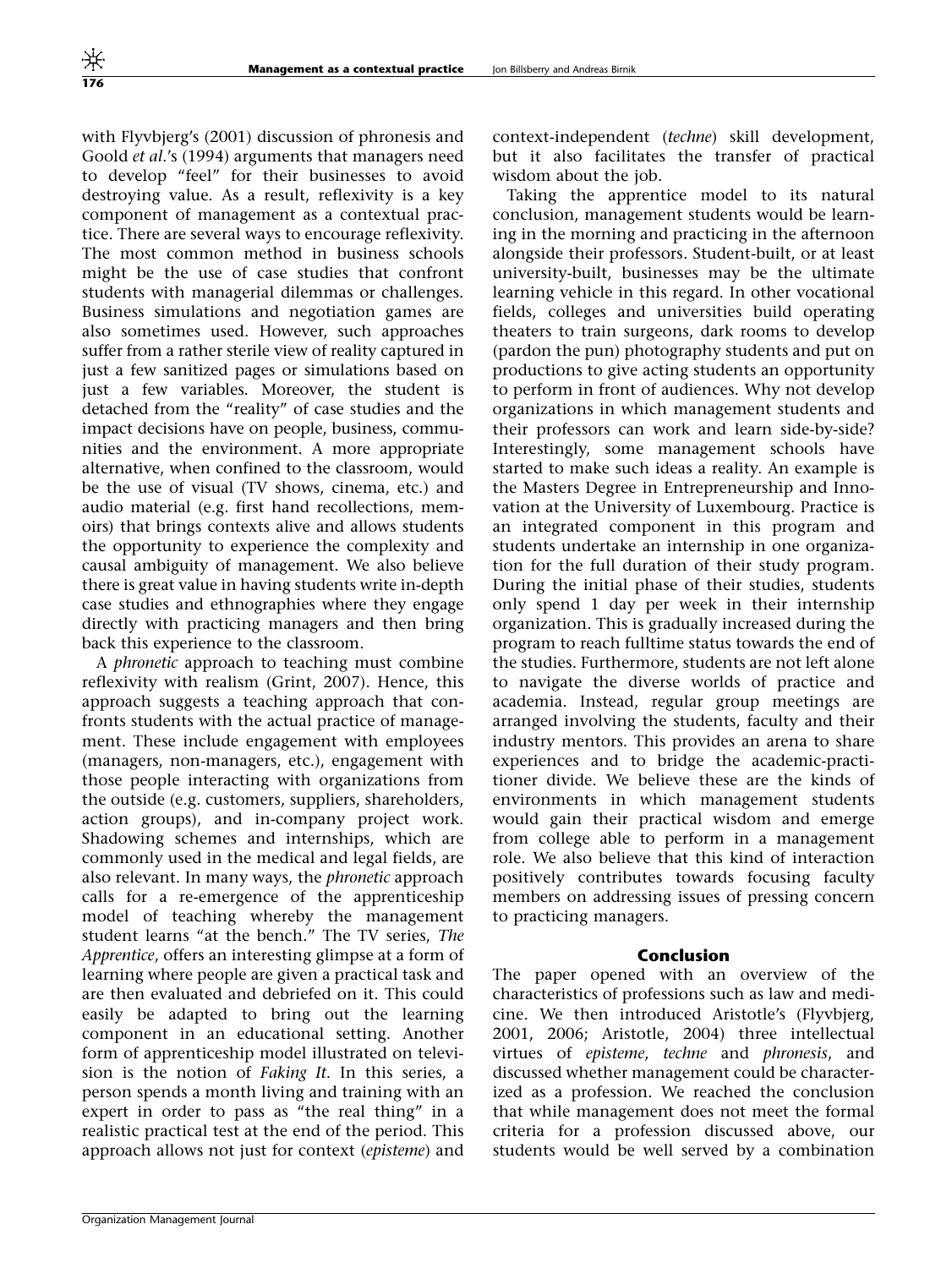with Flyvbjerg's (2001) discussion of phronesis and Goold *et al.*'s (1994) arguments that managers need to develop "feel" for their businesses to avoid destroying value. As a result, reflexivity is a key component of management as a contextual practice. There are several ways to encourage reflexivity. The most common method in business schools might be the use of case studies that confront students with managerial dilemmas or challenges. Business simulations and negotiation games are also sometimes used. However, such approaches suffer from a rather sterile view of reality captured in just a few sanitized pages or simulations based on just a few variables. Moreover, the student is detached from the "reality" of case studies and the impact decisions have on people, business, communities and the environment. A more appropriate alternative, when confined to the classroom, would be the use of visual (TV shows, cinema, etc.) and audio material (e.g. first hand recollections, memoirs) that brings contexts alive and allows students the opportunity to experience the complexity and causal ambiguity of management. We also believe there is great value in having students write in-depth case studies and ethnographies where they engage directly with practicing managers and then bring back this experience to the classroom.

A *phronetic* approach to teaching must combine reflexivity with realism (Grint, 2007). Hence, this approach suggests a teaching approach that confronts students with the actual practice of management. These include engagement with employees (managers, non-managers, etc.), engagement with those people interacting with organizations from the outside (e.g. customers, suppliers, shareholders, action groups), and in-company project work. Shadowing schemes and internships, which are commonly used in the medical and legal fields, are also relevant. In many ways, the *phronetic* approach calls for a re-emergence of the apprenticeship model of teaching whereby the management student learns "at the bench." The TV series, *The Apprentice*, offers an interesting glimpse at a form of learning where people are given a practical task and are then evaluated and debriefed on it. This could easily be adapted to bring out the learning component in an educational setting. Another form of apprenticeship model illustrated on television is the notion of *Faking It*. In this series, a person spends a month living and training with an expert in order to pass as "the real thing" in a realistic practical test at the end of the period. This approach allows not just for context (*episteme*) and context-independent (*techne*) skill development, but it also facilitates the transfer of practical wisdom about the job.

Taking the apprentice model to its natural conclusion, management students would be learning in the morning and practicing in the afternoon alongside their professors. Student-built, or at least university-built, businesses may be the ultimate learning vehicle in this regard. In other vocational fields, colleges and universities build operating theaters to train surgeons, dark rooms to develop (pardon the pun) photography students and put on productions to give acting students an opportunity to perform in front of audiences. Why not develop organizations in which management students and their professors can work and learn side-by-side? Interestingly, some management schools have started to make such ideas a reality. An example is the Masters Degree in Entrepreneurship and Innovation at the University of Luxembourg. Practice is an integrated component in this program and students undertake an internship in one organization for the full duration of their study program. During the initial phase of their studies, students only spend 1 day per week in their internship organization. This is gradually increased during the program to reach fulltime status towards the end of the studies. Furthermore, students are not left alone to navigate the diverse worlds of practice and academia. Instead, regular group meetings are arranged involving the students, faculty and their industry mentors. This provides an arena to share experiences and to bridge the academic-practitioner divide. We believe these are the kinds of environments in which management students would gain their practical wisdom and emerge from college able to perform in a management role. We also believe that this kind of interaction positively contributes towards focusing faculty members on addressing issues of pressing concern to practicing managers.

## Conclusion

The paper opened with an overview of the characteristics of professions such as law and medicine. We then introduced Aristotle's (Flyvbjerg, 2001, 2006; Aristotle, 2004) three intellectual virtues of *episteme*, *techne* and *phronesis*, and discussed whether management could be characterized as a profession. We reached the conclusion that while management does not meet the formal criteria for a profession discussed above, our students would be well served by a combination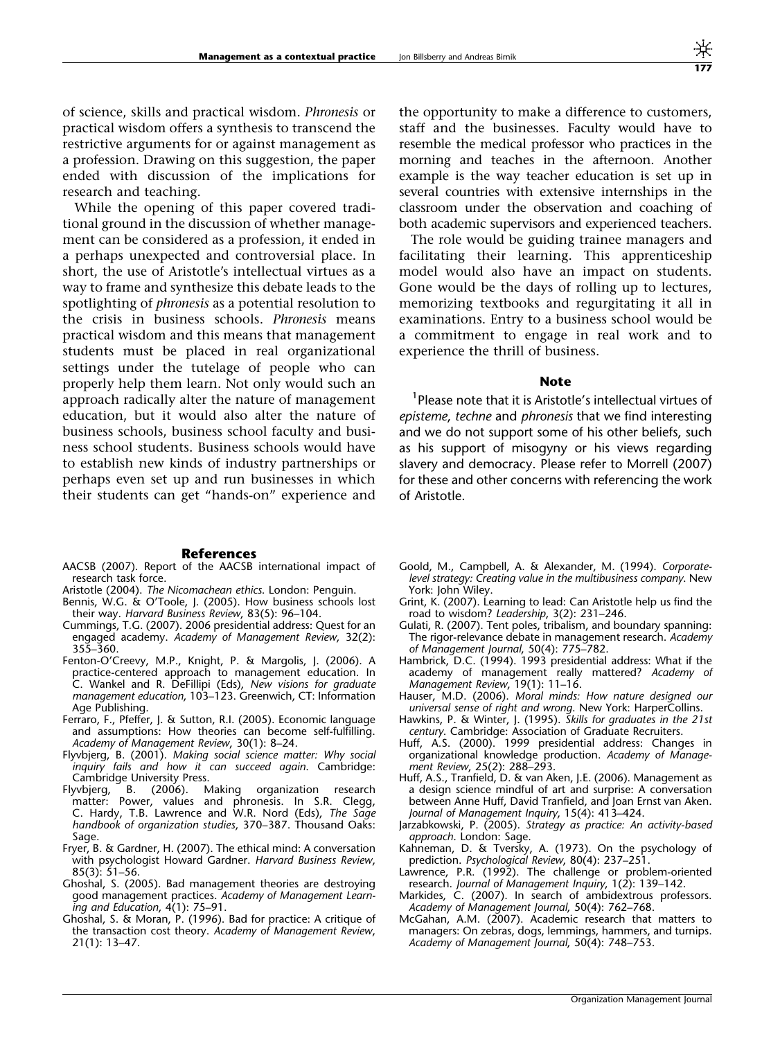of science, skills and practical wisdom. *Phronesis* or practical wisdom offers a synthesis to transcend the restrictive arguments for or against management as a profession. Drawing on this suggestion, the paper ended with discussion of the implications for research and teaching.

While the opening of this paper covered traditional ground in the discussion of whether management can be considered as a profession, it ended in a perhaps unexpected and controversial place. In short, the use of Aristotle's intellectual virtues as a way to frame and synthesize this debate leads to the spotlighting of *phronesis* as a potential resolution to the crisis in business schools. *Phronesis* means practical wisdom and this means that management students must be placed in real organizational settings under the tutelage of people who can properly help them learn. Not only would such an approach radically alter the nature of management education, but it would also alter the nature of business schools, business school faculty and business school students. Business schools would have to establish new kinds of industry partnerships or perhaps even set up and run businesses in which their students can get "hands-on" experience and the opportunity to make a difference to customers, staff and the businesses. Faculty would have to resemble the medical professor who practices in the morning and teaches in the afternoon. Another example is the way teacher education is set up in several countries with extensive internships in the classroom under the observation and coaching of both academic supervisors and experienced teachers.

The role would be guiding trainee managers and facilitating their learning. This apprenticeship model would also have an impact on students. Gone would be the days of rolling up to lectures, memorizing textbooks and regurgitating it all in examinations. Entry to a business school would be a commitment to engage in real work and to experience the thrill of business.

## Note

[1]Please note that it is Aristotle's intellectual virtues of *episteme*, *techne* and *phronesis* that we find interesting and we do not support some of his other beliefs, such as his support of misogyny or his views regarding slavery and democracy. Please refer to Morrell (2007) for these and other concerns with referencing the work of Aristotle.

## References

AACSB (2007). Report of the AACSB international impact of research task force.

Aristotle (2004). *The Nicomachean ethics.* London: Penguin.

Bennis, W.G. & O'Toole, J. (2005). How business schools lost their way. *Harvard Business Review*, 83(5): 96–104.

Cummings, T.G. (2007). 2006 presidential address: Quest for an engaged academy. *Academy of Management Review*, 32(2): 355–360.

Fenton-O'Creevy, M.P., Knight, P. & Margolis, J. (2006). A practice-centered approach to management education. In C. Wankel and R. DeFillipi (Eds), *New visions for graduate management education*, 103–123. Greenwich, CT: Information Age Publishing.

Ferraro, F., Pfeffer, J. & Sutton, R.I. (2005). Economic language and assumptions: How theories can become self-fulfilling. *Academy of Management Review*, 30(1): 8–24.

Flyvbjerg, B. (2001). *Making social science matter: Why social inquiry fails and how it can succeed again.* Cambridge: Cambridge University Press.

Flyvbjerg, B. (2006). Making organization research matter: Power, values and phronesis. In S.R. Clegg, C. Hardy, T.B. Lawrence and W.R. Nord (Eds), *The Sage handbook of organization studies*, 370–387. Thousand Oaks: Sage.

Fryer, B. & Gardner, H. (2007). The ethical mind: A conversation with psychologist Howard Gardner. *Harvard Business Review*, 85(3): 51–56.

Ghoshal, S. (2005). Bad management theories are destroying good management practices. *Academy of Management Learning and Education*, 4(1): 75–91.

Ghoshal, S. & Moran, P. (1996). Bad for practice: A critique of the transaction cost theory. *Academy of Management Review*, 21(1): 13–47.

Goold, M., Campbell, A. & Alexander, M. (1994). *Corporate-level strategy: Creating value in the multibusiness company.* New York: John Wiley.

Grint, K. (2007). Learning to lead: Can Aristotle help us find the road to wisdom? *Leadership*, 3(2): 231–246.

Gulati, R. (2007). Tent poles, tribalism, and boundary spanning: The rigor-relevance debate in management research. *Academy of Management Journal*, 50(4): 775–782.

Hambrick, D.C. (1994). 1993 presidential address: What if the academy of management really mattered? *Academy of Management Review*, 19(1): 11–16.

Hauser, M.D. (2006). *Moral minds: How nature designed our universal sense of right and wrong.* New York: HarperCollins.

Hawkins, P. & Winter, J. (1995). *Skills for graduates in the 21st century.* Cambridge: Association of Graduate Recruiters.

Huff, A.S. (2000). 1999 presidential address: Changes in organizational knowledge production. *Academy of Management Review*, 25(2): 288–293.

Huff, A.S., Tranfield, D. & van Aken, J.E. (2006). Management as a design science mindful of art and surprise: A conversation between Anne Huff, David Tranfield, and Joan Ernst van Aken. *Journal of Management Inquiry*, 15(4): 413–424.

Jarzabkowski, P. (2005). *Strategy as practice: An activity-based approach.* London: Sage.

Kahneman, D. & Tversky, A. (1973). On the psychology of prediction. *Psychological Review*, 80(4): 237–251.

Lawrence, P.R. (1992). The challenge or problem-oriented research. *Journal of Management Inquiry*, 1(2): 139–142.

Markides, C. (2007). In search of ambidextrous professors. *Academy of Management Journal*, 50(4): 762–768.

McGahan, A.M. (2007). Academic research that matters to managers: On zebras, dogs, lemmings, hammers, and turnips. *Academy of Management Journal*, 50(4): 748–753.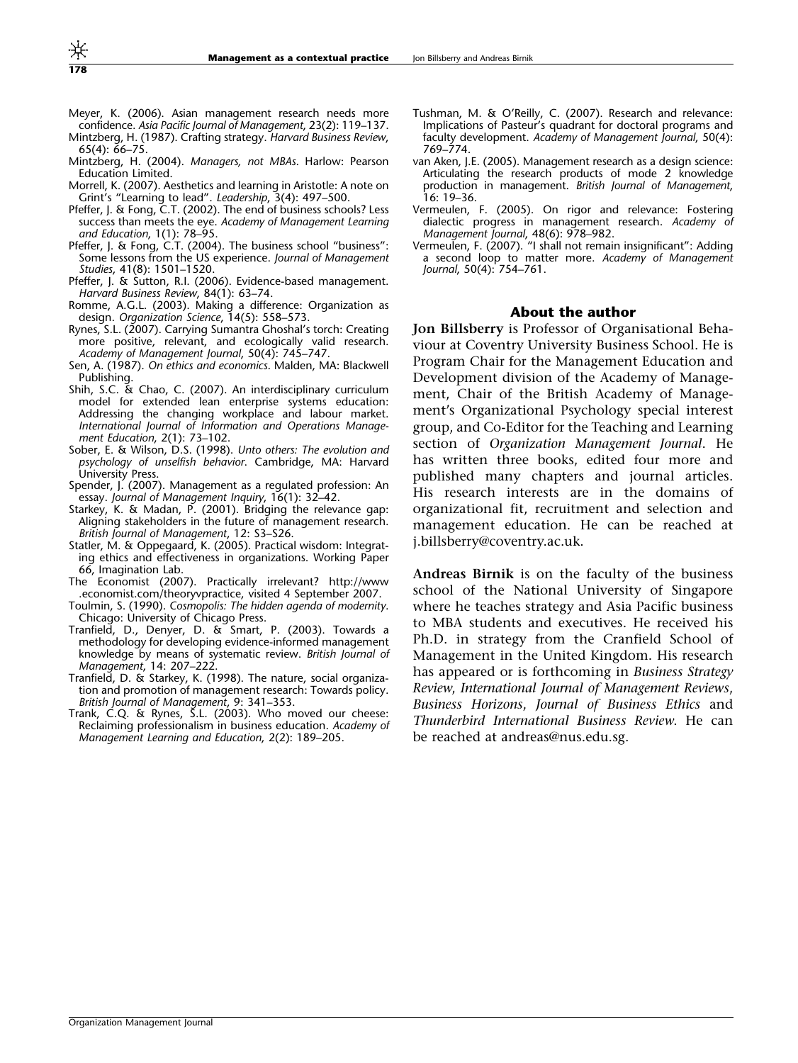Meyer, K. (2006). Asian management research needs more confidence. *Asia Pacific Journal of Management*, 23(2): 119–137.

Mintzberg, H. (1987). Crafting strategy. *Harvard Business Review*, 65(4): 66–75.

Mintzberg, H. (2004). *Managers, not MBAs*. Harlow: Pearson Education Limited.

Morrell, K. (2007). Aesthetics and learning in Aristotle: A note on Grint's "Learning to lead". *Leadership*, 3(4): 497–500.

Pfeffer, J. & Fong, C.T. (2002). The end of business schools? Less success than meets the eye. *Academy of Management Learning and Education*, 1(1): 78–95.

Pfeffer, J. & Fong, C.T. (2004). The business school "business": Some lessons from the US experience. *Journal of Management Studies*, 41(8): 1501–1520.

Pfeffer, J. & Sutton, R.I. (2006). Evidence-based management. *Harvard Business Review*, 84(1): 63–74.

Romme, A.G.L. (2003). Making a difference: Organization as design. *Organization Science*, 14(5): 558–573.

Rynes, S.L. (2007). Carrying Sumantra Ghoshal's torch: Creating more positive, relevant, and ecologically valid research. *Academy of Management Journal*, 50(4): 745–747.

Sen, A. (1987). *On ethics and economics*. Malden, MA: Blackwell Publishing.

Shih, S.C. & Chao, C. (2007). An interdisciplinary curriculum model for extended lean enterprise systems education: Addressing the changing workplace and labour market. *International Journal of Information and Operations Management Education*, 2(1): 73–102.

Sober, E. & Wilson, D.S. (1998). *Unto others: The evolution and psychology of unselfish behavior*. Cambridge, MA: Harvard University Press.

Spender, J. (2007). Management as a regulated profession: An essay. *Journal of Management Inquiry*, 16(1): 32–42.

Starkey, K. & Madan, P. (2001). Bridging the relevance gap: Aligning stakeholders in the future of management research. *British Journal of Management*, 12: S3–S26.

Statler, M. & Oppegaard, K. (2005). Practical wisdom: Integrating ethics and effectiveness in organizations. Working Paper 66, Imagination Lab.

The Economist (2007). Practically irrelevant? http://www.economist.com/theoryvpractice, visited 4 September 2007.

Toulmin, S. (1990). *Cosmopolis: The hidden agenda of modernity*. Chicago: University of Chicago Press.

Tranfield, D., Denyer, D. & Smart, P. (2003). Towards a methodology for developing evidence-informed management knowledge by means of systematic review. *British Journal of Management*, 14: 207–222.

Tranfield, D. & Starkey, K. (1998). The nature, social organization and promotion of management research: Towards policy. *British Journal of Management*, 9: 341–353.

Trank, C.Q. & Rynes, S.L. (2003). Who moved our cheese: Reclaiming professionalism in business education. *Academy of Management Learning and Education*, 2(2): 189–205.

Tushman, M. & O'Reilly, C. (2007). Research and relevance: Implications of Pasteur's quadrant for doctoral programs and faculty development. *Academy of Management Journal*, 50(4): 769–774.

van Aken, J.E. (2005). Management research as a design science: Articulating the research products of mode 2 knowledge production in management. *British Journal of Management*, 16: 19–36.

Vermeulen, F. (2005). On rigor and relevance: Fostering dialectic progress in management research. *Academy of Management Journal*, 48(6): 978–982.

Vermeulen, F. (2007). "I shall not remain insignificant": Adding a second loop to matter more. *Academy of Management Journal*, 50(4): 754–761.

## About the author

**Jon Billsberry** is Professor of Organisational Behaviour at Coventry University Business School. He is Program Chair for the Management Education and Development division of the Academy of Management, Chair of the British Academy of Management's Organizational Psychology special interest group, and Co-Editor for the Teaching and Learning section of *Organization Management Journal*. He has written three books, edited four more and published many chapters and journal articles. His research interests are in the domains of organizational fit, recruitment and selection and management education. He can be reached at j.billsberry@coventry.ac.uk.

**Andreas Birnik** is on the faculty of the business school of the National University of Singapore where he teaches strategy and Asia Pacific business to MBA students and executives. He received his Ph.D. in strategy from the Cranfield School of Management in the United Kingdom. His research has appeared or is forthcoming in *Business Strategy Review*, *International Journal of Management Reviews*, *Business Horizons*, *Journal of Business Ethics* and *Thunderbird International Business Review*. He can be reached at andreas@nus.edu.sg.